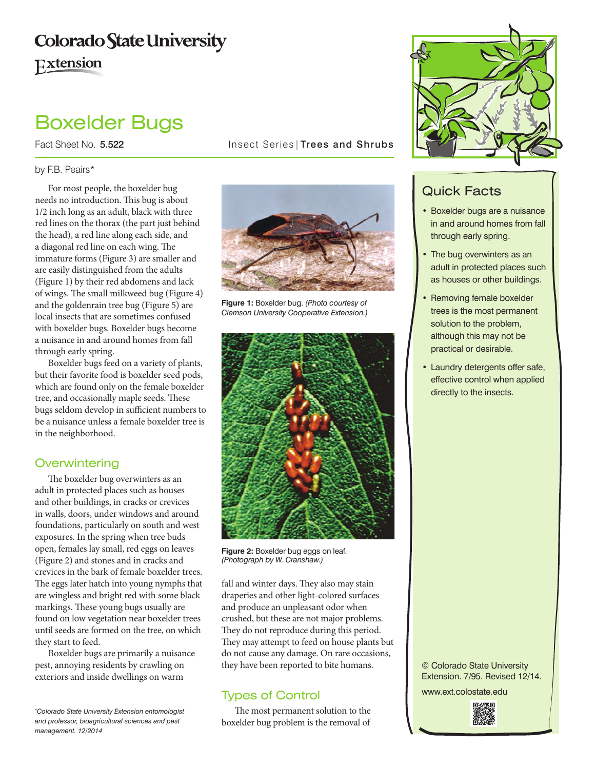Colorado State University

Extension

# Boxelder Bugs

Fact Sheet No. **5.522** Insect Series | **Trees and Shrubs**

by F.B. Peairs*

For most people, the boxelder bug needs no introduction. This bug is about 1/2 inch long as an adult, black with three red lines on the thorax (the part just behind the head), a red line along each side, and a diagonal red line on each wing. The immature forms (Figure 3) are smaller and are easily distinguished from the adults (Figure 1) by their red abdomens and lack of wings. The small milkweed bug (Figure 4) and the goldenrain tree bug (Figure 5) are local insects that are sometimes confused with boxelder bugs. Boxelder bugs become a nuisance in and around homes from fall through early spring.

Boxelder bugs feed on a variety of plants, but their favorite food is boxelder seed pods, which are found only on the female boxelder tree, and occasionally maple seeds. These bugs seldom develop in sufficient numbers to be a nuisance unless a female boxelder tree is in the neighborhood.

## Overwintering

The boxelder bug overwinters as an adult in protected places such as houses and other buildings, in cracks or crevices in walls, doors, under windows and around foundations, particularly on south and west exposures. In the spring when tree buds open, females lay small, red eggs on leaves (Figure 2) and stones and in cracks and crevices in the bark of female boxelder trees. The eggs later hatch into young nymphs that are wingless and bright red with some black markings. These young bugs usually are found on low vegetation near boxelder trees until seeds are formed on the tree, on which they start to feed.

Boxelder bugs are primarily a nuisance pest, annoying residents by crawling on exteriors and inside dwellings on warm fall and winter days. They also may stain draperies and other light-colored surfaces and produce an unpleasant odor when crushed, but these are not major problems. They do not reproduce during this period. They may attempt to feed on house plants but do not cause any damage. On rare occasions, they have been reported to bite humans.

**Figure 1:** Boxelder bug. *(Photo courtesy of Clemson University Cooperative Extension.)*

**Figure 2:** Boxelder bug eggs on leaf. *(Photograph by W. Cranshaw.)*

## Types of Control

The most permanent solution to the boxelder bug problem is the removal of

*Colorado State University Extension entomologist and professor, bioagricultural sciences and pest management. 12/2014*

## Quick Facts

- Boxelder bugs are a nuisance in and around homes from fall through early spring.
- The bug overwinters as an adult in protected places such as houses or other buildings.
- Removing female boxelder trees is the most permanent solution to the problem, although this may not be practical or desirable.
- Laundry detergents offer safe, effective control when applied directly to the insects.

© Colorado State University Extension. 7/95. Revised 12/14.

www.ext.colostate.edu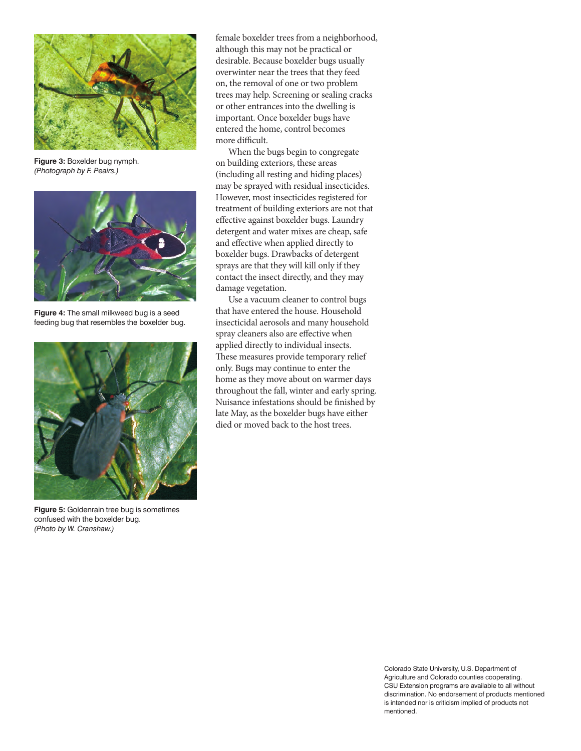Figure 3: Boxelder bug nymph. *(Photograph by F. Peairs.)*

Figure 4: The small milkweed bug is a seed feeding bug that resembles the boxelder bug.

Figure 5: Goldenrain tree bug is sometimes confused with the boxelder bug. *(Photo by W. Cranshaw.)*

female boxelder trees from a neighborhood, although this may not be practical or desirable. Because boxelder bugs usually overwinter near the trees that they feed on, the removal of one or two problem trees may help. Screening or sealing cracks or other entrances into the dwelling is important. Once boxelder bugs have entered the home, control becomes more difficult.

When the bugs begin to congregate on building exteriors, these areas (including all resting and hiding places) may be sprayed with residual insecticides. However, most insecticides registered for treatment of building exteriors are not that effective against boxelder bugs. Laundry detergent and water mixes are cheap, safe and effective when applied directly to boxelder bugs. Drawbacks of detergent sprays are that they will kill only if they contact the insect directly, and they may damage vegetation.

Use a vacuum cleaner to control bugs that have entered the house. Household insecticidal aerosols and many household spray cleaners also are effective when applied directly to individual insects. These measures provide temporary relief only. Bugs may continue to enter the home as they move about on warmer days throughout the fall, winter and early spring. Nuisance infestations should be finished by late May, as the boxelder bugs have either died or moved back to the host trees.

Colorado State University, U.S. Department of Agriculture and Colorado counties cooperating. CSU Extension programs are available to all without discrimination. No endorsement of products mentioned is intended nor is criticism implied of products not mentioned.